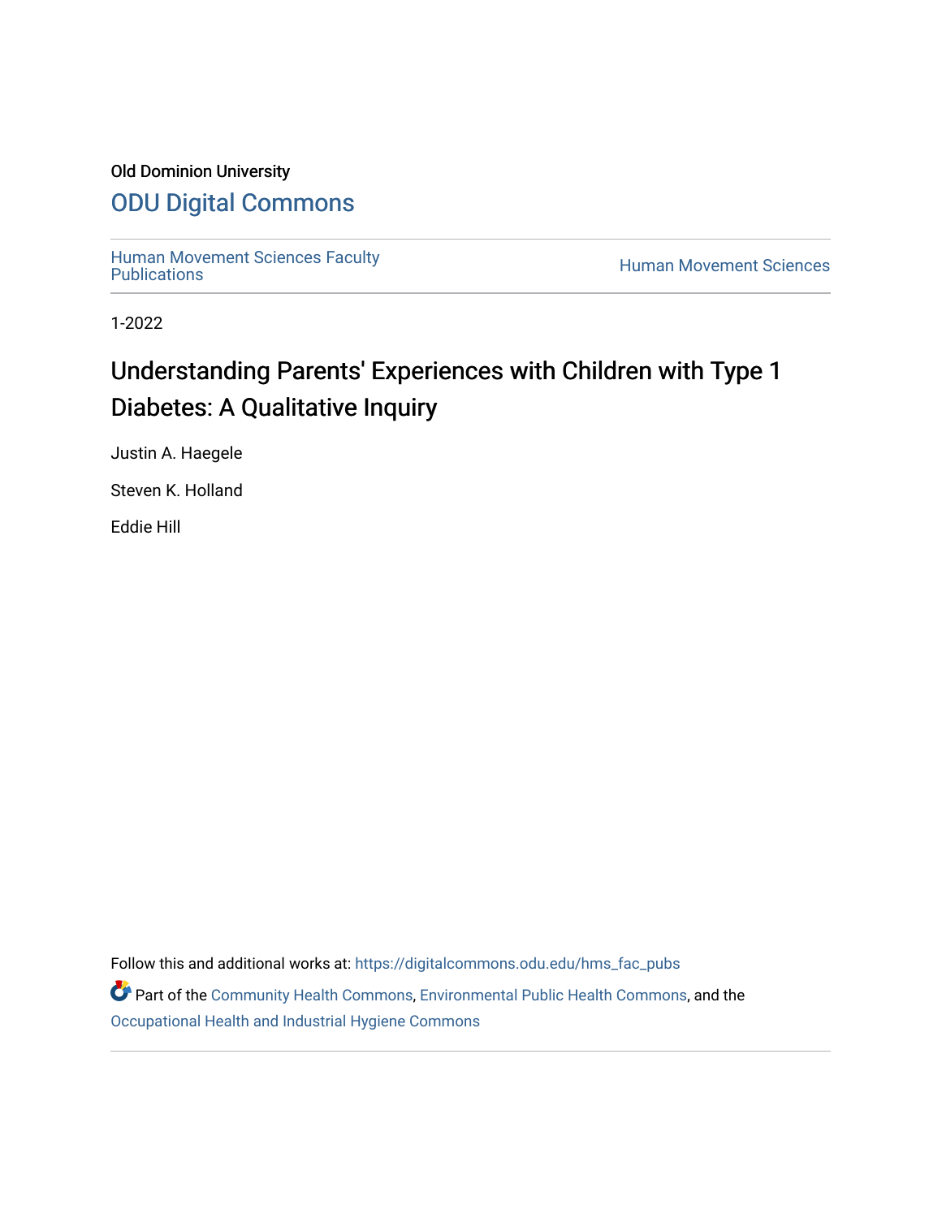Old Dominion University

# ODU Digital Commons

Human Movement Sciences Faculty Publications

Human Movement Sciences

1-2022

# Understanding Parents' Experiences with Children with Type 1 Diabetes: A Qualitative Inquiry

Justin A. Haegele

Steven K. Holland

Eddie Hill

Follow this and additional works at: https://digitalcommons.odu.edu/hms_fac_pubs

Part of the Community Health Commons, Environmental Public Health Commons, and the Occupational Health and Industrial Hygiene Commons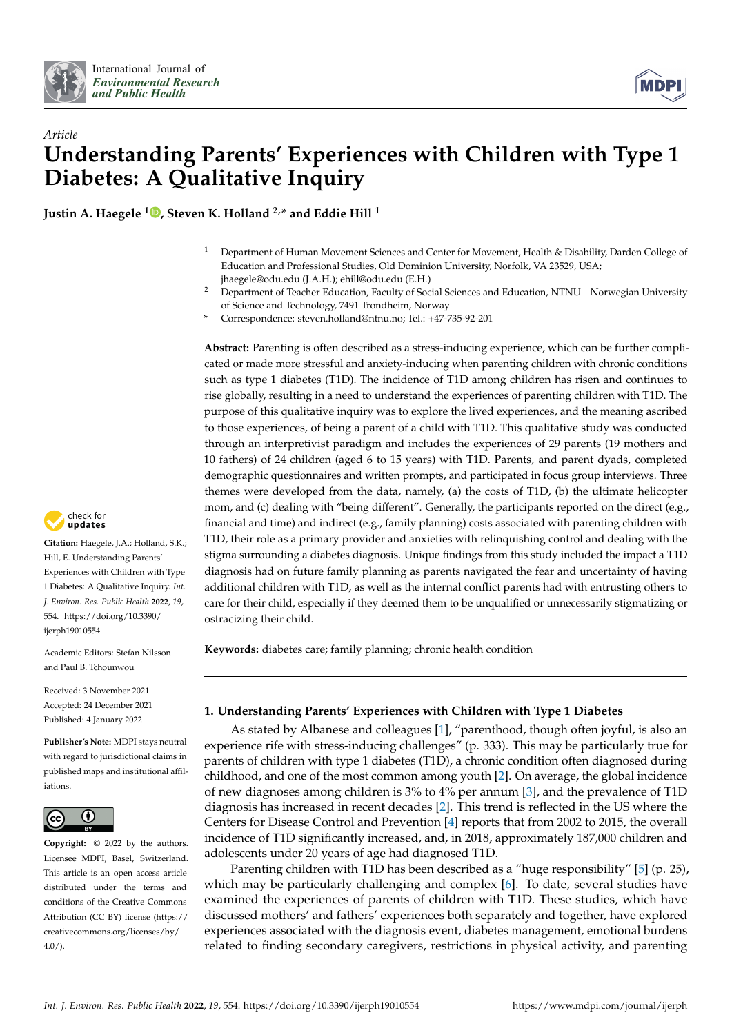Article

# Understanding Parents' Experiences with Children with Type 1 Diabetes: A Qualitative Inquiry

**Justin A. Haegele [1], Steven K. Holland [2,*] and Eddie Hill [1]**

[1] Department of Human Movement Sciences and Center for Movement, Health & Disability, Darden College of Education and Professional Studies, Old Dominion University, Norfolk, VA 23529, USA; jhaegele@odu.edu (J.A.H.); ehill@odu.edu (E.H.)

[2] Department of Teacher Education, Faculty of Social Sciences and Education, NTNU—Norwegian University of Science and Technology, 7491 Trondheim, Norway

* Correspondence: steven.holland@ntnu.no; Tel.: +47-735-92-201

**Abstract:** Parenting is often described as a stress-inducing experience, which can be further complicated or made more stressful and anxiety-inducing when parenting children with chronic conditions such as type 1 diabetes (T1D). The incidence of T1D among children has risen and continues to rise globally, resulting in a need to understand the experiences of parenting children with T1D. The purpose of this qualitative inquiry was to explore the lived experiences, and the meaning ascribed to those experiences, of being a parent of a child with T1D. This qualitative study was conducted through an interpretivist paradigm and includes the experiences of 29 parents (19 mothers and 10 fathers) of 24 children (aged 6 to 15 years) with T1D. Parents, and parent dyads, completed demographic questionnaires and written prompts, and participated in focus group interviews. Three themes were developed from the data, namely, (a) the costs of T1D, (b) the ultimate helicopter mom, and (c) dealing with "being different". Generally, the participants reported on the direct (e.g., financial and time) and indirect (e.g., family planning) costs associated with parenting children with T1D, their role as a primary provider and anxieties with relinquishing control and dealing with the stigma surrounding a diabetes diagnosis. Unique findings from this study included the impact a T1D diagnosis had on future family planning as parents navigated the fear and uncertainty of having additional children with T1D, as well as the internal conflict parents had with entrusting others to care for their child, especially if they deemed them to be unqualified or unnecessarily stigmatizing or ostracizing their child.

**Keywords:** diabetes care; family planning; chronic health condition

**Citation:** Haegele, J.A.; Holland, S.K.; Hill, E. Understanding Parents' Experiences with Children with Type 1 Diabetes: A Qualitative Inquiry. *Int. J. Environ. Res. Public Health* **2022**, *19*, 554. https://doi.org/10.3390/ijerph19010554

Academic Editors: Stefan Nilsson and Paul B. Tchounwou

Received: 3 November 2021
Accepted: 24 December 2021
Published: 4 January 2022

**Publisher's Note:** MDPI stays neutral with regard to jurisdictional claims in published maps and institutional affiliations.

**Copyright:** © 2022 by the authors. Licensee MDPI, Basel, Switzerland. This article is an open access article distributed under the terms and conditions of the Creative Commons Attribution (CC BY) license (https://creativecommons.org/licenses/by/4.0/).

## 1. Understanding Parents' Experiences with Children with Type 1 Diabetes

As stated by Albanese and colleagues [1], "parenthood, though often joyful, is also an experience rife with stress-inducing challenges" (p. 333). This may be particularly true for parents of children with type 1 diabetes (T1D), a chronic condition often diagnosed during childhood, and one of the most common among youth [2]. On average, the global incidence of new diagnoses among children is 3% to 4% per annum [3], and the prevalence of T1D diagnosis has increased in recent decades [2]. This trend is reflected in the US where the Centers for Disease Control and Prevention [4] reports that from 2002 to 2015, the overall incidence of T1D significantly increased, and, in 2018, approximately 187,000 children and adolescents under 20 years of age had diagnosed T1D.

Parenting children with T1D has been described as a "huge responsibility" [5] (p. 25), which may be particularly challenging and complex [6]. To date, several studies have examined the experiences of parents of children with T1D. These studies, which have discussed mothers' and fathers' experiences both separately and together, have explored experiences associated with the diagnosis event, diabetes management, emotional burdens related to finding secondary caregivers, restrictions in physical activity, and parenting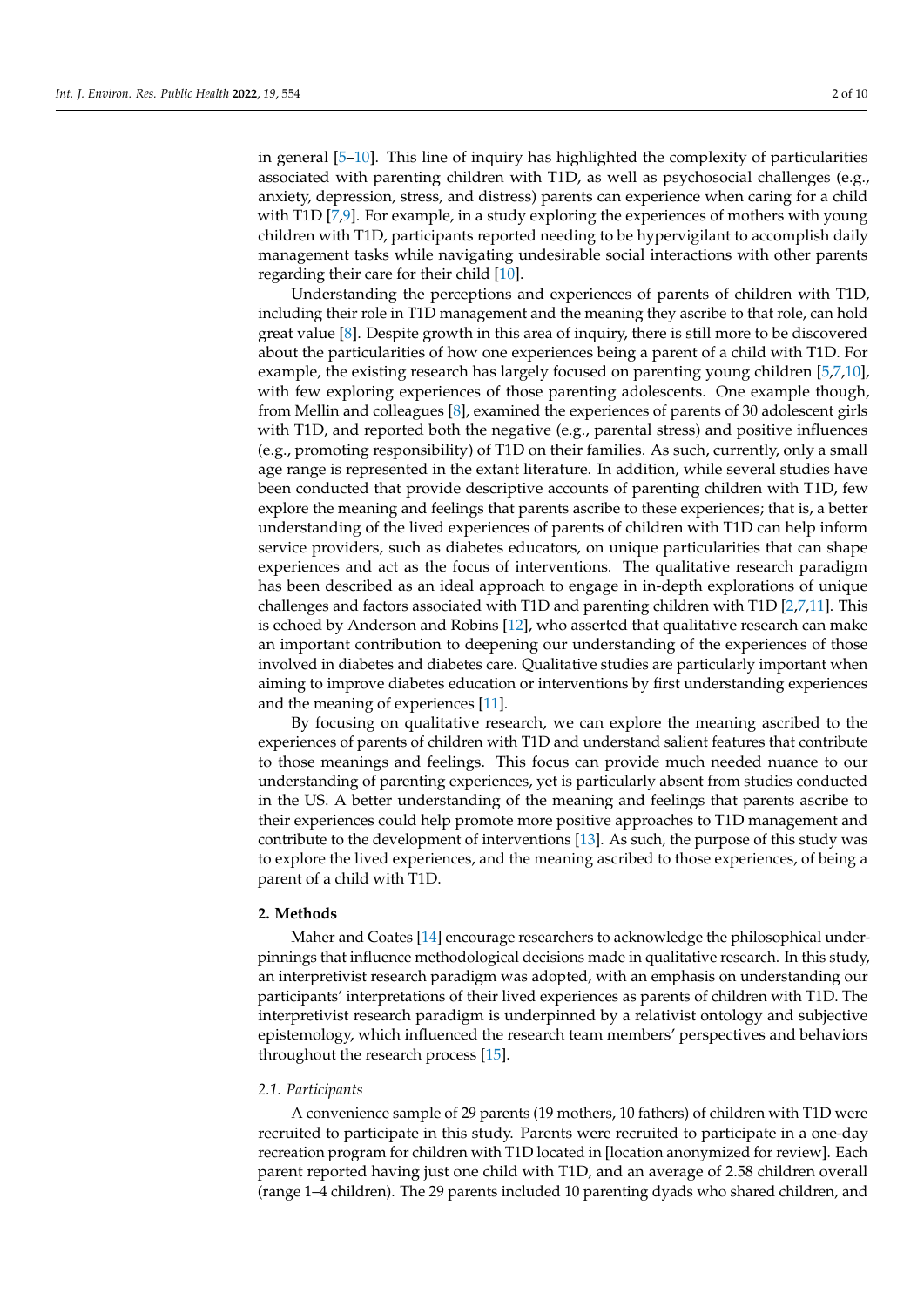in general [5–10]. This line of inquiry has highlighted the complexity of particularities associated with parenting children with T1D, as well as psychosocial challenges (e.g., anxiety, depression, stress, and distress) parents can experience when caring for a child with T1D [7,9]. For example, in a study exploring the experiences of mothers with young children with T1D, participants reported needing to be hypervigilant to accomplish daily management tasks while navigating undesirable social interactions with other parents regarding their care for their child [10].

Understanding the perceptions and experiences of parents of children with T1D, including their role in T1D management and the meaning they ascribe to that role, can hold great value [8]. Despite growth in this area of inquiry, there is still more to be discovered about the particularities of how one experiences being a parent of a child with T1D. For example, the existing research has largely focused on parenting young children [5,7,10], with few exploring experiences of those parenting adolescents. One example though, from Mellin and colleagues [8], examined the experiences of parents of 30 adolescent girls with T1D, and reported both the negative (e.g., parental stress) and positive influences (e.g., promoting responsibility) of T1D on their families. As such, currently, only a small age range is represented in the extant literature. In addition, while several studies have been conducted that provide descriptive accounts of parenting children with T1D, few explore the meaning and feelings that parents ascribe to these experiences; that is, a better understanding of the lived experiences of parents of children with T1D can help inform service providers, such as diabetes educators, on unique particularities that can shape experiences and act as the focus of interventions. The qualitative research paradigm has been described as an ideal approach to engage in in-depth explorations of unique challenges and factors associated with T1D and parenting children with T1D [2,7,11]. This is echoed by Anderson and Robins [12], who asserted that qualitative research can make an important contribution to deepening our understanding of the experiences of those involved in diabetes and diabetes care. Qualitative studies are particularly important when aiming to improve diabetes education or interventions by first understanding experiences and the meaning of experiences [11].

By focusing on qualitative research, we can explore the meaning ascribed to the experiences of parents of children with T1D and understand salient features that contribute to those meanings and feelings. This focus can provide much needed nuance to our understanding of parenting experiences, yet is particularly absent from studies conducted in the US. A better understanding of the meaning and feelings that parents ascribe to their experiences could help promote more positive approaches to T1D management and contribute to the development of interventions [13]. As such, the purpose of this study was to explore the lived experiences, and the meaning ascribed to those experiences, of being a parent of a child with T1D.

## 2. Methods

Maher and Coates [14] encourage researchers to acknowledge the philosophical underpinnings that influence methodological decisions made in qualitative research. In this study, an interpretivist research paradigm was adopted, with an emphasis on understanding our participants' interpretations of their lived experiences as parents of children with T1D. The interpretivist research paradigm is underpinned by a relativist ontology and subjective epistemology, which influenced the research team members' perspectives and behaviors throughout the research process [15].

### 2.1. Participants

A convenience sample of 29 parents (19 mothers, 10 fathers) of children with T1D were recruited to participate in this study. Parents were recruited to participate in a one-day recreation program for children with T1D located in [location anonymized for review]. Each parent reported having just one child with T1D, and an average of 2.58 children overall (range 1–4 children). The 29 parents included 10 parenting dyads who shared children, and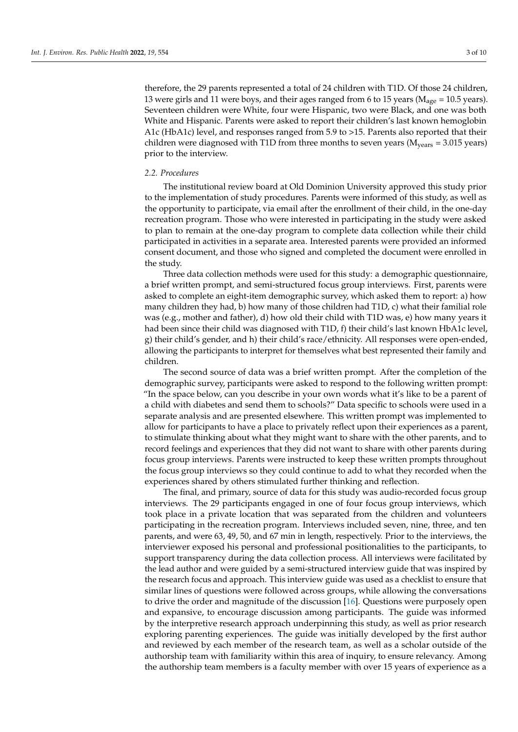therefore, the 29 parents represented a total of 24 children with T1D. Of those 24 children, 13 were girls and 11 were boys, and their ages ranged from 6 to 15 years ($M_{age}$ = 10.5 years). Seventeen children were White, four were Hispanic, two were Black, and one was both White and Hispanic. Parents were asked to report their children's last known hemoglobin A1c (HbA1c) level, and responses ranged from 5.9 to >15. Parents also reported that their children were diagnosed with T1D from three months to seven years ($M_{years}$ = 3.015 years) prior to the interview.

### *2.2. Procedures*

The institutional review board at Old Dominion University approved this study prior to the implementation of study procedures. Parents were informed of this study, as well as the opportunity to participate, via email after the enrollment of their child, in the one-day recreation program. Those who were interested in participating in the study were asked to plan to remain at the one-day program to complete data collection while their child participated in activities in a separate area. Interested parents were provided an informed consent document, and those who signed and completed the document were enrolled in the study.

Three data collection methods were used for this study: a demographic questionnaire, a brief written prompt, and semi-structured focus group interviews. First, parents were asked to complete an eight-item demographic survey, which asked them to report: a) how many children they had, b) how many of those children had T1D, c) what their familial role was (e.g., mother and father), d) how old their child with T1D was, e) how many years it had been since their child was diagnosed with T1D, f) their child's last known HbA1c level, g) their child's gender, and h) their child's race/ethnicity. All responses were open-ended, allowing the participants to interpret for themselves what best represented their family and children.

The second source of data was a brief written prompt. After the completion of the demographic survey, participants were asked to respond to the following written prompt: "In the space below, can you describe in your own words what it's like to be a parent of a child with diabetes and send them to schools?" Data specific to schools were used in a separate analysis and are presented elsewhere. This written prompt was implemented to allow for participants to have a place to privately reflect upon their experiences as a parent, to stimulate thinking about what they might want to share with the other parents, and to record feelings and experiences that they did not want to share with other parents during focus group interviews. Parents were instructed to keep these written prompts throughout the focus group interviews so they could continue to add to what they recorded when the experiences shared by others stimulated further thinking and reflection.

The final, and primary, source of data for this study was audio-recorded focus group interviews. The 29 participants engaged in one of four focus group interviews, which took place in a private location that was separated from the children and volunteers participating in the recreation program. Interviews included seven, nine, three, and ten parents, and were 63, 49, 50, and 67 min in length, respectively. Prior to the interviews, the interviewer exposed his personal and professional positionalities to the participants, to support transparency during the data collection process. All interviews were facilitated by the lead author and were guided by a semi-structured interview guide that was inspired by the research focus and approach. This interview guide was used as a checklist to ensure that similar lines of questions were followed across groups, while allowing the conversations to drive the order and magnitude of the discussion [16]. Questions were purposely open and expansive, to encourage discussion among participants. The guide was informed by the interpretive research approach underpinning this study, as well as prior research exploring parenting experiences. The guide was initially developed by the first author and reviewed by each member of the research team, as well as a scholar outside of the authorship team with familiarity within this area of inquiry, to ensure relevancy. Among the authorship team members is a faculty member with over 15 years of experience as a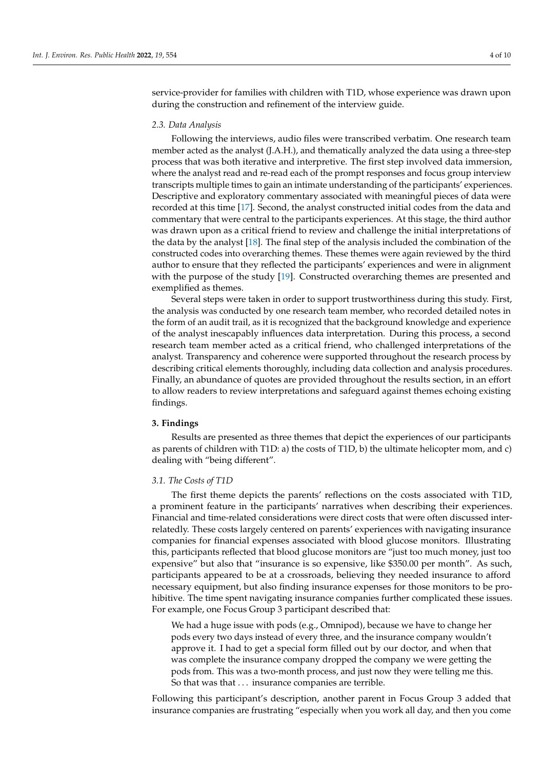service-provider for families with children with T1D, whose experience was drawn upon during the construction and refinement of the interview guide.

### 2.3. Data Analysis

Following the interviews, audio files were transcribed verbatim. One research team member acted as the analyst (J.A.H.), and thematically analyzed the data using a three-step process that was both iterative and interpretive. The first step involved data immersion, where the analyst read and re-read each of the prompt responses and focus group interview transcripts multiple times to gain an intimate understanding of the participants' experiences. Descriptive and exploratory commentary associated with meaningful pieces of data were recorded at this time [17]. Second, the analyst constructed initial codes from the data and commentary that were central to the participants experiences. At this stage, the third author was drawn upon as a critical friend to review and challenge the initial interpretations of the data by the analyst [18]. The final step of the analysis included the combination of the constructed codes into overarching themes. These themes were again reviewed by the third author to ensure that they reflected the participants' experiences and were in alignment with the purpose of the study [19]. Constructed overarching themes are presented and exemplified as themes.

Several steps were taken in order to support trustworthiness during this study. First, the analysis was conducted by one research team member, who recorded detailed notes in the form of an audit trail, as it is recognized that the background knowledge and experience of the analyst inescapably influences data interpretation. During this process, a second research team member acted as a critical friend, who challenged interpretations of the analyst. Transparency and coherence were supported throughout the research process by describing critical elements thoroughly, including data collection and analysis procedures. Finally, an abundance of quotes are provided throughout the results section, in an effort to allow readers to review interpretations and safeguard against themes echoing existing findings.

## 3. Findings

Results are presented as three themes that depict the experiences of our participants as parents of children with T1D: a) the costs of T1D, b) the ultimate helicopter mom, and c) dealing with "being different".

### 3.1. The Costs of T1D

The first theme depicts the parents' reflections on the costs associated with T1D, a prominent feature in the participants' narratives when describing their experiences. Financial and time-related considerations were direct costs that were often discussed interrelatedly. These costs largely centered on parents' experiences with navigating insurance companies for financial expenses associated with blood glucose monitors. Illustrating this, participants reflected that blood glucose monitors are "just too much money, just too expensive" but also that "insurance is so expensive, like $350.00 per month". As such, participants appeared to be at a crossroads, believing they needed insurance to afford necessary equipment, but also finding insurance expenses for those monitors to be prohibitive. The time spent navigating insurance companies further complicated these issues. For example, one Focus Group 3 participant described that:

> We had a huge issue with pods (e.g., Omnipod), because we have to change her pods every two days instead of every three, and the insurance company wouldn't approve it. I had to get a special form filled out by our doctor, and when that was complete the insurance company dropped the company we were getting the pods from. This was a two-month process, and just now they were telling me this. So that was that . . . insurance companies are terrible.

Following this participant's description, another parent in Focus Group 3 added that insurance companies are frustrating "especially when you work all day, and then you come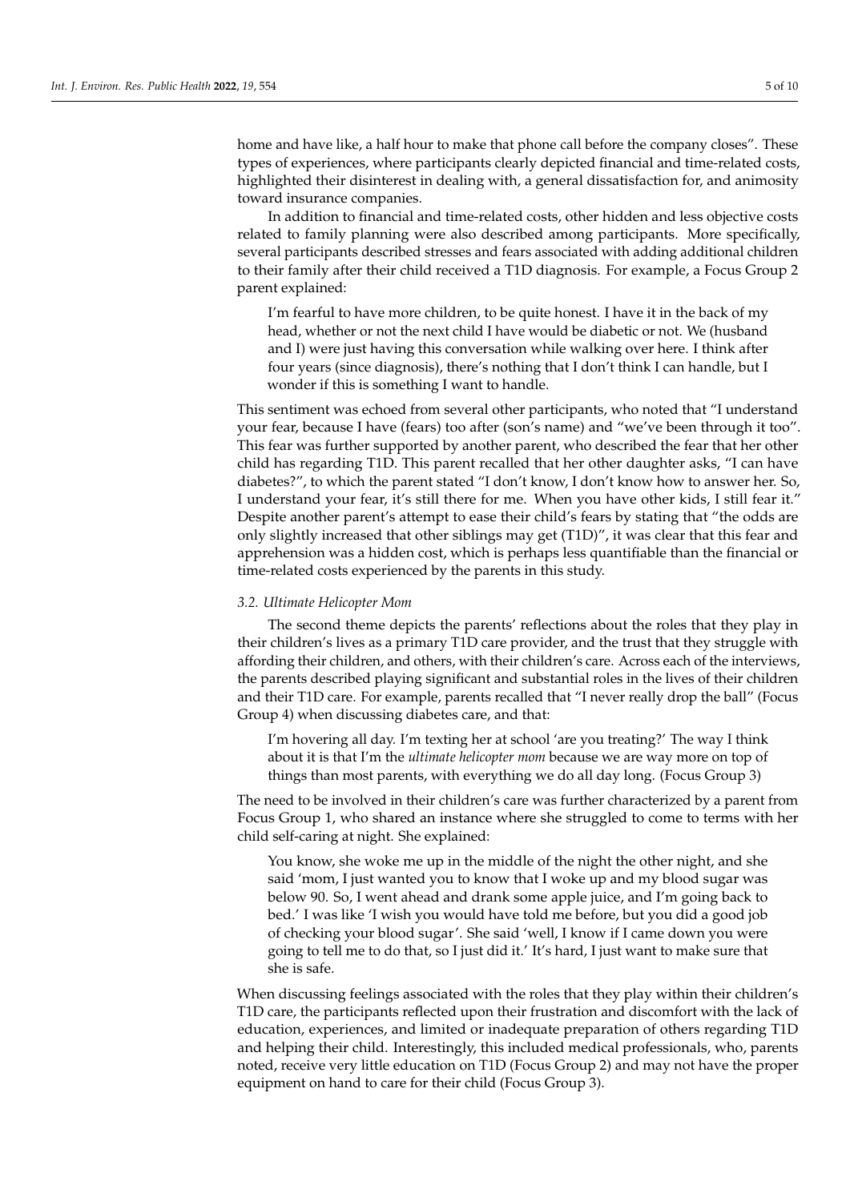home and have like, a half hour to make that phone call before the company closes". These types of experiences, where participants clearly depicted financial and time-related costs, highlighted their disinterest in dealing with, a general dissatisfaction for, and animosity toward insurance companies.

In addition to financial and time-related costs, other hidden and less objective costs related to family planning were also described among participants. More specifically, several participants described stresses and fears associated with adding additional children to their family after their child received a T1D diagnosis. For example, a Focus Group 2 parent explained:

> I'm fearful to have more children, to be quite honest. I have it in the back of my head, whether or not the next child I have would be diabetic or not. We (husband and I) were just having this conversation while walking over here. I think after four years (since diagnosis), there's nothing that I don't think I can handle, but I wonder if this is something I want to handle.

This sentiment was echoed from several other participants, who noted that "I understand your fear, because I have (fears) too after (son's name) and "we've been through it too". This fear was further supported by another parent, who described the fear that her other child has regarding T1D. This parent recalled that her other daughter asks, "I can have diabetes?", to which the parent stated "I don't know, I don't know how to answer her. So, I understand your fear, it's still there for me. When you have other kids, I still fear it." Despite another parent's attempt to ease their child's fears by stating that "the odds are only slightly increased that other siblings may get (T1D)", it was clear that this fear and apprehension was a hidden cost, which is perhaps less quantifiable than the financial or time-related costs experienced by the parents in this study.

### *3.2. Ultimate Helicopter Mom*

The second theme depicts the parents' reflections about the roles that they play in their children's lives as a primary T1D care provider, and the trust that they struggle with affording their children, and others, with their children's care. Across each of the interviews, the parents described playing significant and substantial roles in the lives of their children and their T1D care. For example, parents recalled that "I never really drop the ball" (Focus Group 4) when discussing diabetes care, and that:

> I'm hovering all day. I'm texting her at school 'are you treating?' The way I think about it is that I'm the *ultimate helicopter mom* because we are way more on top of things than most parents, with everything we do all day long. (Focus Group 3)

The need to be involved in their children's care was further characterized by a parent from Focus Group 1, who shared an instance where she struggled to come to terms with her child self-caring at night. She explained:

> You know, she woke me up in the middle of the night the other night, and she said 'mom, I just wanted you to know that I woke up and my blood sugar was below 90. So, I went ahead and drank some apple juice, and I'm going back to bed.' I was like 'I wish you would have told me before, but you did a good job of checking your blood sugar'. She said 'well, I know if I came down you were going to tell me to do that, so I just did it.' It's hard, I just want to make sure that she is safe.

When discussing feelings associated with the roles that they play within their children's T1D care, the participants reflected upon their frustration and discomfort with the lack of education, experiences, and limited or inadequate preparation of others regarding T1D and helping their child. Interestingly, this included medical professionals, who, parents noted, receive very little education on T1D (Focus Group 2) and may not have the proper equipment on hand to care for their child (Focus Group 3).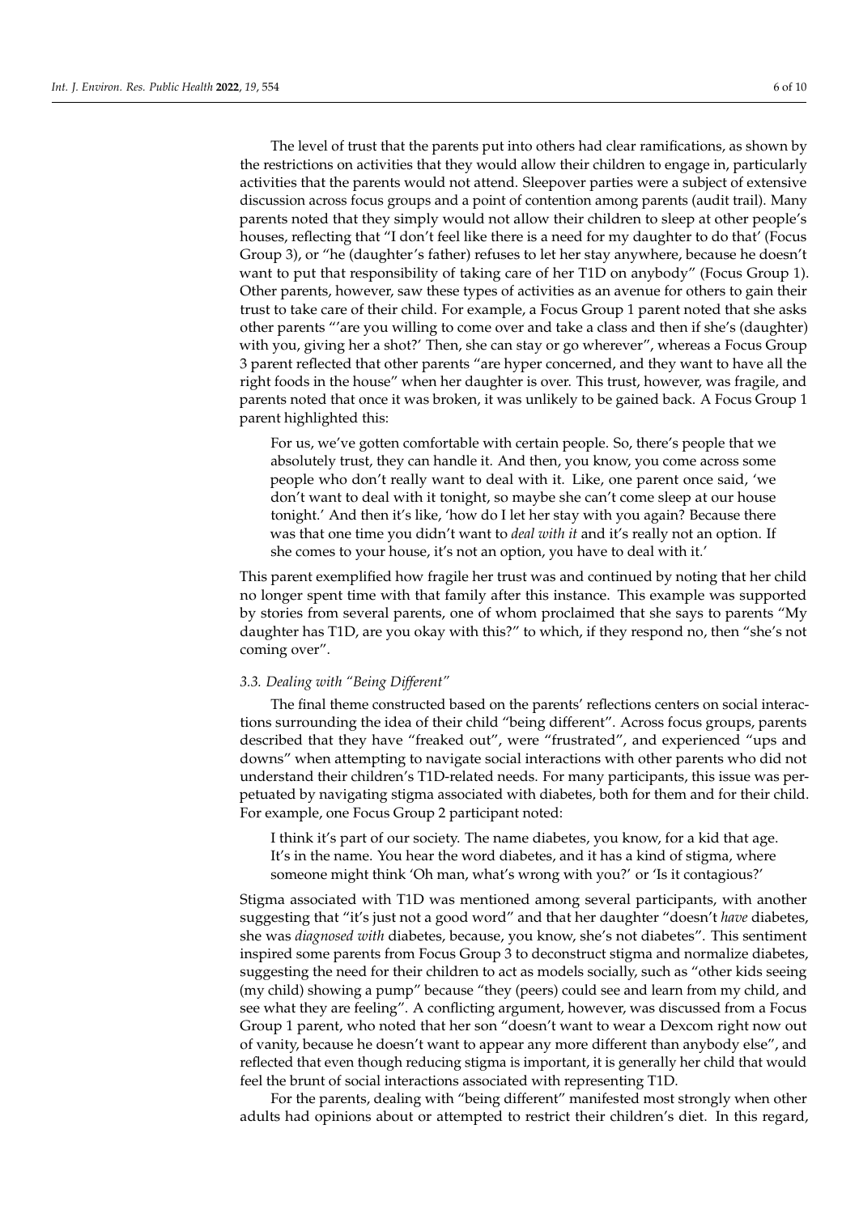The level of trust that the parents put into others had clear ramifications, as shown by the restrictions on activities that they would allow their children to engage in, particularly activities that the parents would not attend. Sleepover parties were a subject of extensive discussion across focus groups and a point of contention among parents (audit trail). Many parents noted that they simply would not allow their children to sleep at other people's houses, reflecting that "I don't feel like there is a need for my daughter to do that' (Focus Group 3), or "he (daughter's father) refuses to let her stay anywhere, because he doesn't want to put that responsibility of taking care of her T1D on anybody" (Focus Group 1). Other parents, however, saw these types of activities as an avenue for others to gain their trust to take care of their child. For example, a Focus Group 1 parent noted that she asks other parents "'are you willing to come over and take a class and then if she's (daughter) with you, giving her a shot?' Then, she can stay or go wherever", whereas a Focus Group 3 parent reflected that other parents "are hyper concerned, and they want to have all the right foods in the house" when her daughter is over. This trust, however, was fragile, and parents noted that once it was broken, it was unlikely to be gained back. A Focus Group 1 parent highlighted this:

> For us, we've gotten comfortable with certain people. So, there's people that we absolutely trust, they can handle it. And then, you know, you come across some people who don't really want to deal with it. Like, one parent once said, 'we don't want to deal with it tonight, so maybe she can't come sleep at our house tonight.' And then it's like, 'how do I let her stay with you again? Because there was that one time you didn't want to *deal with it* and it's really not an option. If she comes to your house, it's not an option, you have to deal with it.'

This parent exemplified how fragile her trust was and continued by noting that her child no longer spent time with that family after this instance. This example was supported by stories from several parents, one of whom proclaimed that she says to parents "My daughter has T1D, are you okay with this?" to which, if they respond no, then "she's not coming over".

### 3.3. Dealing with "Being Different"

The final theme constructed based on the parents' reflections centers on social interactions surrounding the idea of their child "being different". Across focus groups, parents described that they have "freaked out", were "frustrated", and experienced "ups and downs" when attempting to navigate social interactions with other parents who did not understand their children's T1D-related needs. For many participants, this issue was perpetuated by navigating stigma associated with diabetes, both for them and for their child. For example, one Focus Group 2 participant noted:

> I think it's part of our society. The name diabetes, you know, for a kid that age. It's in the name. You hear the word diabetes, and it has a kind of stigma, where someone might think 'Oh man, what's wrong with you?' or 'Is it contagious?'

Stigma associated with T1D was mentioned among several participants, with another suggesting that "it's just not a good word" and that her daughter "doesn't *have* diabetes, she was *diagnosed with* diabetes, because, you know, she's not diabetes". This sentiment inspired some parents from Focus Group 3 to deconstruct stigma and normalize diabetes, suggesting the need for their children to act as models socially, such as "other kids seeing (my child) showing a pump" because "they (peers) could see and learn from my child, and see what they are feeling". A conflicting argument, however, was discussed from a Focus Group 1 parent, who noted that her son "doesn't want to wear a Dexcom right now out of vanity, because he doesn't want to appear any more different than anybody else", and reflected that even though reducing stigma is important, it is generally her child that would feel the brunt of social interactions associated with representing T1D.

For the parents, dealing with "being different" manifested most strongly when other adults had opinions about or attempted to restrict their children's diet. In this regard,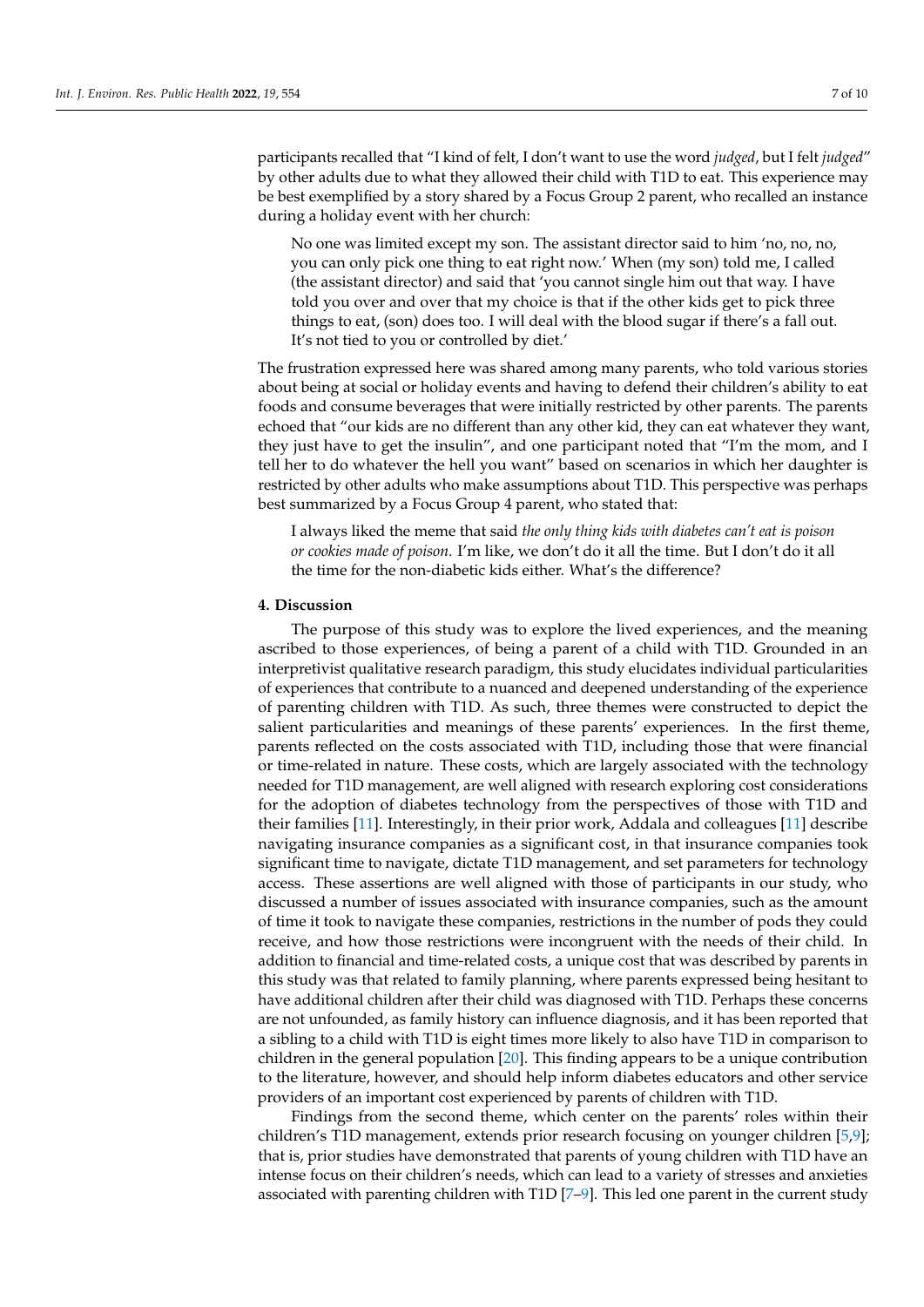participants recalled that "I kind of felt, I don't want to use the word *judged*, but I felt *judged*" by other adults due to what they allowed their child with T1D to eat. This experience may be best exemplified by a story shared by a Focus Group 2 parent, who recalled an instance during a holiday event with her church:

> No one was limited except my son. The assistant director said to him 'no, no, no, you can only pick one thing to eat right now.' When (my son) told me, I called (the assistant director) and said that 'you cannot single him out that way. I have told you over and over that my choice is that if the other kids get to pick three things to eat, (son) does too. I will deal with the blood sugar if there's a fall out. It's not tied to you or controlled by diet.'

The frustration expressed here was shared among many parents, who told various stories about being at social or holiday events and having to defend their children's ability to eat foods and consume beverages that were initially restricted by other parents. The parents echoed that "our kids are no different than any other kid, they can eat whatever they want, they just have to get the insulin", and one participant noted that "I'm the mom, and I tell her to do whatever the hell you want" based on scenarios in which her daughter is restricted by other adults who make assumptions about T1D. This perspective was perhaps best summarized by a Focus Group 4 parent, who stated that:

> I always liked the meme that said *the only thing kids with diabetes can't eat is poison or cookies made of poison.* I'm like, we don't do it all the time. But I don't do it all the time for the non-diabetic kids either. What's the difference?

## 4. Discussion

The purpose of this study was to explore the lived experiences, and the meaning ascribed to those experiences, of being a parent of a child with T1D. Grounded in an interpretivist qualitative research paradigm, this study elucidates individual particularities of experiences that contribute to a nuanced and deepened understanding of the experience of parenting children with T1D. As such, three themes were constructed to depict the salient particularities and meanings of these parents' experiences. In the first theme, parents reflected on the costs associated with T1D, including those that were financial or time-related in nature. These costs, which are largely associated with the technology needed for T1D management, are well aligned with research exploring cost considerations for the adoption of diabetes technology from the perspectives of those with T1D and their families [11]. Interestingly, in their prior work, Addala and colleagues [11] describe navigating insurance companies as a significant cost, in that insurance companies took significant time to navigate, dictate T1D management, and set parameters for technology access. These assertions are well aligned with those of participants in our study, who discussed a number of issues associated with insurance companies, such as the amount of time it took to navigate these companies, restrictions in the number of pods they could receive, and how those restrictions were incongruent with the needs of their child. In addition to financial and time-related costs, a unique cost that was described by parents in this study was that related to family planning, where parents expressed being hesitant to have additional children after their child was diagnosed with T1D. Perhaps these concerns are not unfounded, as family history can influence diagnosis, and it has been reported that a sibling to a child with T1D is eight times more likely to also have T1D in comparison to children in the general population [20]. This finding appears to be a unique contribution to the literature, however, and should help inform diabetes educators and other service providers of an important cost experienced by parents of children with T1D.

Findings from the second theme, which center on the parents' roles within their children's T1D management, extends prior research focusing on younger children [5,9]; that is, prior studies have demonstrated that parents of young children with T1D have an intense focus on their children's needs, which can lead to a variety of stresses and anxieties associated with parenting children with T1D [7–9]. This led one parent in the current study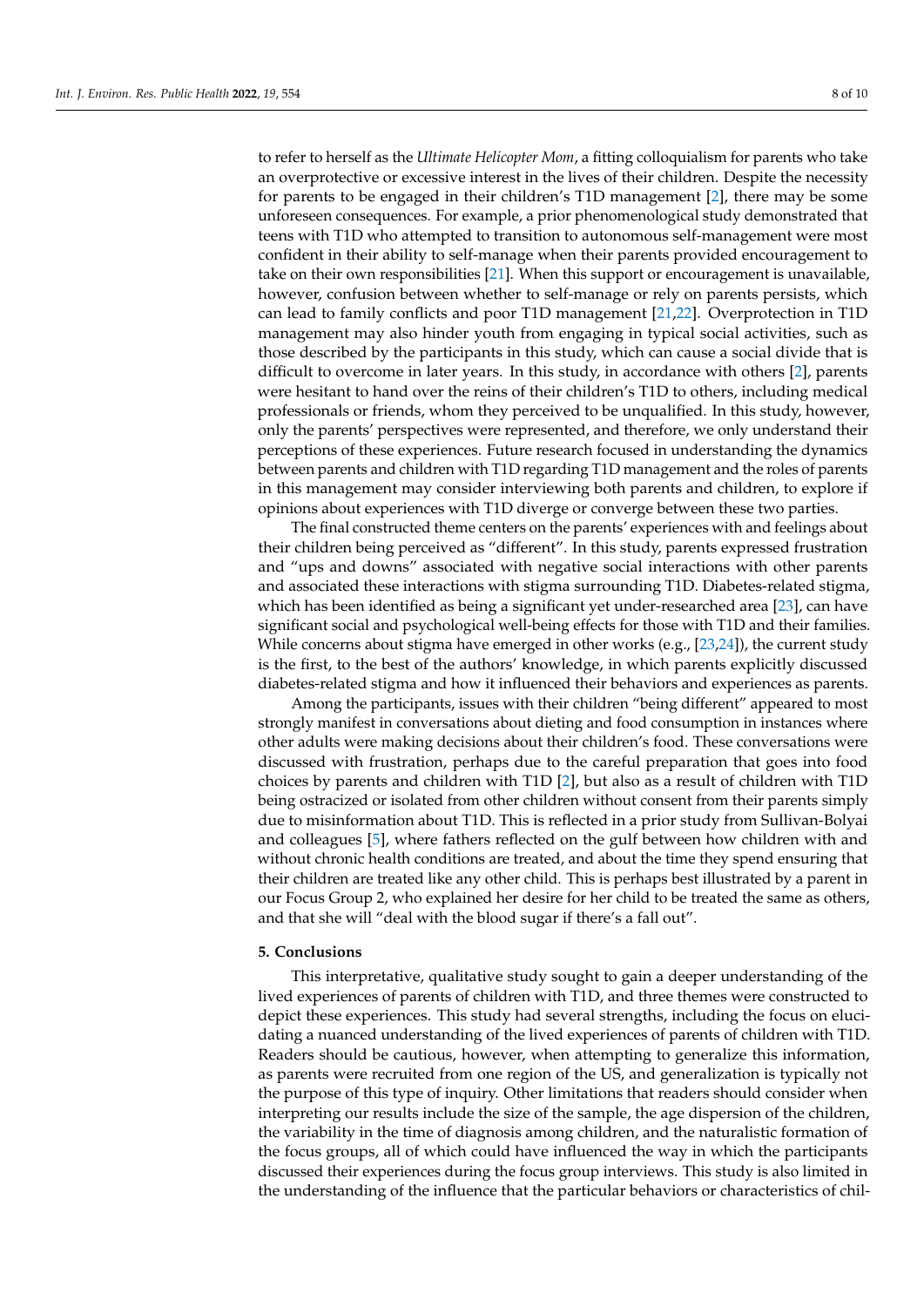to refer to herself as the *Ultimate Helicopter Mom*, a fitting colloquialism for parents who take an overprotective or excessive interest in the lives of their children. Despite the necessity for parents to be engaged in their children's T1D management [2], there may be some unforeseen consequences. For example, a prior phenomenological study demonstrated that teens with T1D who attempted to transition to autonomous self-management were most confident in their ability to self-manage when their parents provided encouragement to take on their own responsibilities [21]. When this support or encouragement is unavailable, however, confusion between whether to self-manage or rely on parents persists, which can lead to family conflicts and poor T1D management [21,22]. Overprotection in T1D management may also hinder youth from engaging in typical social activities, such as those described by the participants in this study, which can cause a social divide that is difficult to overcome in later years. In this study, in accordance with others [2], parents were hesitant to hand over the reins of their children's T1D to others, including medical professionals or friends, whom they perceived to be unqualified. In this study, however, only the parents' perspectives were represented, and therefore, we only understand their perceptions of these experiences. Future research focused in understanding the dynamics between parents and children with T1D regarding T1D management and the roles of parents in this management may consider interviewing both parents and children, to explore if opinions about experiences with T1D diverge or converge between these two parties.

The final constructed theme centers on the parents' experiences with and feelings about their children being perceived as "different". In this study, parents expressed frustration and "ups and downs" associated with negative social interactions with other parents and associated these interactions with stigma surrounding T1D. Diabetes-related stigma, which has been identified as being a significant yet under-researched area [23], can have significant social and psychological well-being effects for those with T1D and their families. While concerns about stigma have emerged in other works (e.g., [23,24]), the current study is the first, to the best of the authors' knowledge, in which parents explicitly discussed diabetes-related stigma and how it influenced their behaviors and experiences as parents.

Among the participants, issues with their children "being different" appeared to most strongly manifest in conversations about dieting and food consumption in instances where other adults were making decisions about their children's food. These conversations were discussed with frustration, perhaps due to the careful preparation that goes into food choices by parents and children with T1D [2], but also as a result of children with T1D being ostracized or isolated from other children without consent from their parents simply due to misinformation about T1D. This is reflected in a prior study from Sullivan-Bolyai and colleagues [5], where fathers reflected on the gulf between how children with and without chronic health conditions are treated, and about the time they spend ensuring that their children are treated like any other child. This is perhaps best illustrated by a parent in our Focus Group 2, who explained her desire for her child to be treated the same as others, and that she will "deal with the blood sugar if there's a fall out".

## 5. Conclusions

This interpretative, qualitative study sought to gain a deeper understanding of the lived experiences of parents of children with T1D, and three themes were constructed to depict these experiences. This study had several strengths, including the focus on elucidating a nuanced understanding of the lived experiences of parents of children with T1D. Readers should be cautious, however, when attempting to generalize this information, as parents were recruited from one region of the US, and generalization is typically not the purpose of this type of inquiry. Other limitations that readers should consider when interpreting our results include the size of the sample, the age dispersion of the children, the variability in the time of diagnosis among children, and the naturalistic formation of the focus groups, all of which could have influenced the way in which the participants discussed their experiences during the focus group interviews. This study is also limited in the understanding of the influence that the particular behaviors or characteristics of chil-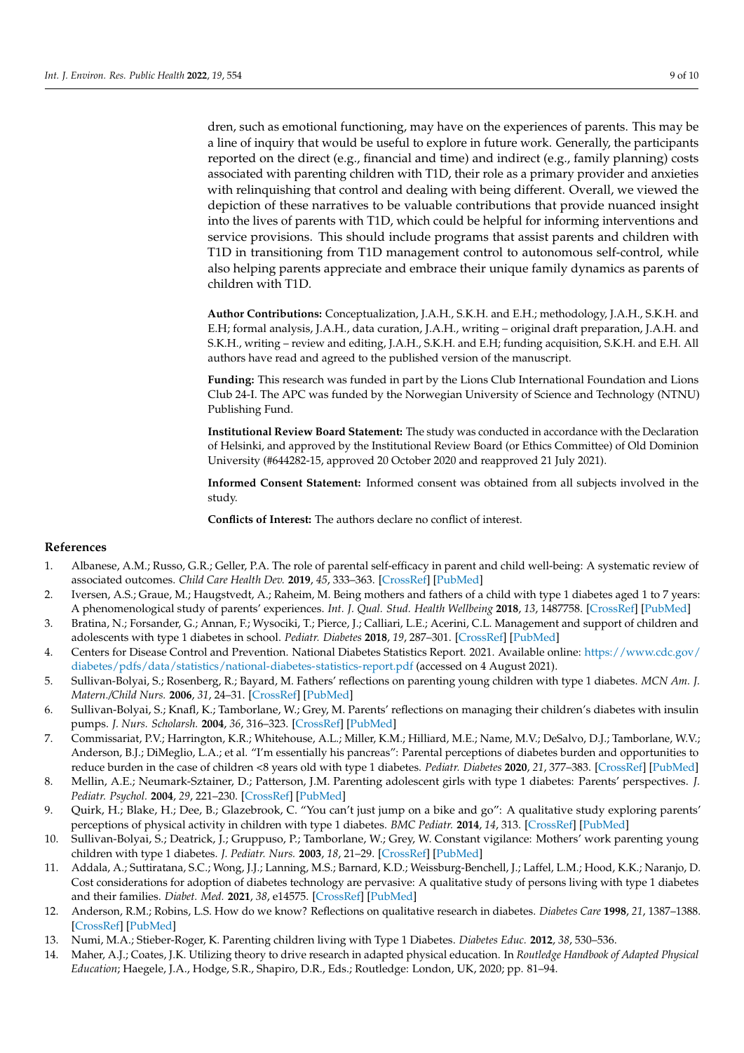dren, such as emotional functioning, may have on the experiences of parents. This may be a line of inquiry that would be useful to explore in future work. Generally, the participants reported on the direct (e.g., financial and time) and indirect (e.g., family planning) costs associated with parenting children with T1D, their role as a primary provider and anxieties with relinquishing that control and dealing with being different. Overall, we viewed the depiction of these narratives to be valuable contributions that provide nuanced insight into the lives of parents with T1D, which could be helpful for informing interventions and service provisions. This should include programs that assist parents and children with T1D in transitioning from T1D management control to autonomous self-control, while also helping parents appreciate and embrace their unique family dynamics as parents of children with T1D.

**Author Contributions:** Conceptualization, J.A.H., S.K.H. and E.H.; methodology, J.A.H., S.K.H. and E.H; formal analysis, J.A.H., data curation, J.A.H., writing – original draft preparation, J.A.H. and S.K.H., writing – review and editing, J.A.H., S.K.H. and E.H; funding acquisition, S.K.H. and E.H. All authors have read and agreed to the published version of the manuscript.

**Funding:** This research was funded in part by the Lions Club International Foundation and Lions Club 24-I. The APC was funded by the Norwegian University of Science and Technology (NTNU) Publishing Fund.

**Institutional Review Board Statement:** The study was conducted in accordance with the Declaration of Helsinki, and approved by the Institutional Review Board (or Ethics Committee) of Old Dominion University (#644282-15, approved 20 October 2020 and reapproved 21 July 2021).

**Informed Consent Statement:** Informed consent was obtained from all subjects involved in the study.

**Conflicts of Interest:** The authors declare no conflict of interest.

## References

1. Albanese, A.M.; Russo, G.R.; Geller, P.A. The role of parental self-efficacy in parent and child well-being: A systematic review of associated outcomes. *Child Care Health Dev.* **2019**, *45*, 333–363. [CrossRef] [PubMed]
2. Iversen, A.S.; Graue, M.; Haugstvedt, A.; Raheim, M. Being mothers and fathers of a child with type 1 diabetes aged 1 to 7 years: A phenomenological study of parents' experiences. *Int. J. Qual. Stud. Health Wellbeing* **2018**, *13*, 1487758. [CrossRef] [PubMed]
3. Bratina, N.; Forsander, G.; Annan, F.; Wysociki, T.; Pierce, J.; Calliari, L.E.; Acerini, C.L. Management and support of children and adolescents with type 1 diabetes in school. *Pediatr. Diabetes* **2018**, *19*, 287–301. [CrossRef] [PubMed]
4. Centers for Disease Control and Prevention. National Diabetes Statistics Report. 2021. Available online: https://www.cdc.gov/diabetes/pdfs/data/statistics/national-diabetes-statistics-report.pdf (accessed on 4 August 2021).
5. Sullivan-Bolyai, S.; Rosenberg, R.; Bayard, M. Fathers' reflections on parenting young children with type 1 diabetes. *MCN Am. J. Matern./Child Nurs.* **2006**, *31*, 24–31. [CrossRef] [PubMed]
6. Sullivan-Bolyai, S.; Knafl, K.; Tamborlane, W.; Grey, M. Parents' reflections on managing their children's diabetes with insulin pumps. *J. Nurs. Scholarsh.* **2004**, *36*, 316–323. [CrossRef] [PubMed]
7. Commissariat, P.V.; Harrington, K.R.; Whitehouse, A.L.; Miller, K.M.; Hilliard, M.E.; Name, M.V.; DeSalvo, D.J.; Tamborlane, W.V.; Anderson, B.J.; DiMeglio, L.A.; et al. "I'm essentially his pancreas": Parental perceptions of diabetes burden and opportunities to reduce burden in the case of children <8 years old with type 1 diabetes. *Pediatr. Diabetes* **2020**, *21*, 377–383. [CrossRef] [PubMed]
8. Mellin, A.E.; Neumark-Sztainer, D.; Patterson, J.M. Parenting adolescent girls with type 1 diabetes: Parents' perspectives. *J. Pediatr. Psychol.* **2004**, *29*, 221–230. [CrossRef] [PubMed]
9. Quirk, H.; Blake, H.; Dee, B.; Glazebrook, C. "You can't just jump on a bike and go": A qualitative study exploring parents' perceptions of physical activity in children with type 1 diabetes. *BMC Pediatr.* **2014**, *14*, 313. [CrossRef] [PubMed]
10. Sullivan-Bolyai, S.; Deatrick, J.; Gruppuso, P.; Tamborlane, W.; Grey, W. Constant vigilance: Mothers' work parenting young children with type 1 diabetes. *J. Pediatr. Nurs.* **2003**, *18*, 21–29. [CrossRef] [PubMed]
11. Addala, A.; Suttiratana, S.C.; Wong, J.J.; Lanning, M.S.; Barnard, K.D.; Weissburg-Benchell, J.; Laffel, L.M.; Hood, K.K.; Naranjo, D. Cost considerations for adoption of diabetes technology are pervasive: A qualitative study of persons living with type 1 diabetes and their families. *Diabet. Med.* **2021**, *38*, e14575. [CrossRef] [PubMed]
12. Anderson, R.M.; Robins, L.S. How do we know? Reflections on qualitative research in diabetes. *Diabetes Care* **1998**, *21*, 1387–1388. [CrossRef] [PubMed]
13. Numi, M.A.; Stieber-Roger, K. Parenting children living with Type 1 Diabetes. *Diabetes Educ.* **2012**, *38*, 530–536.
14. Maher, A.J.; Coates, J.K. Utilizing theory to drive research in adapted physical education. In *Routledge Handbook of Adapted Physical Education*; Haegele, J.A., Hodge, S.R., Shapiro, D.R., Eds.; Routledge: London, UK, 2020; pp. 81–94.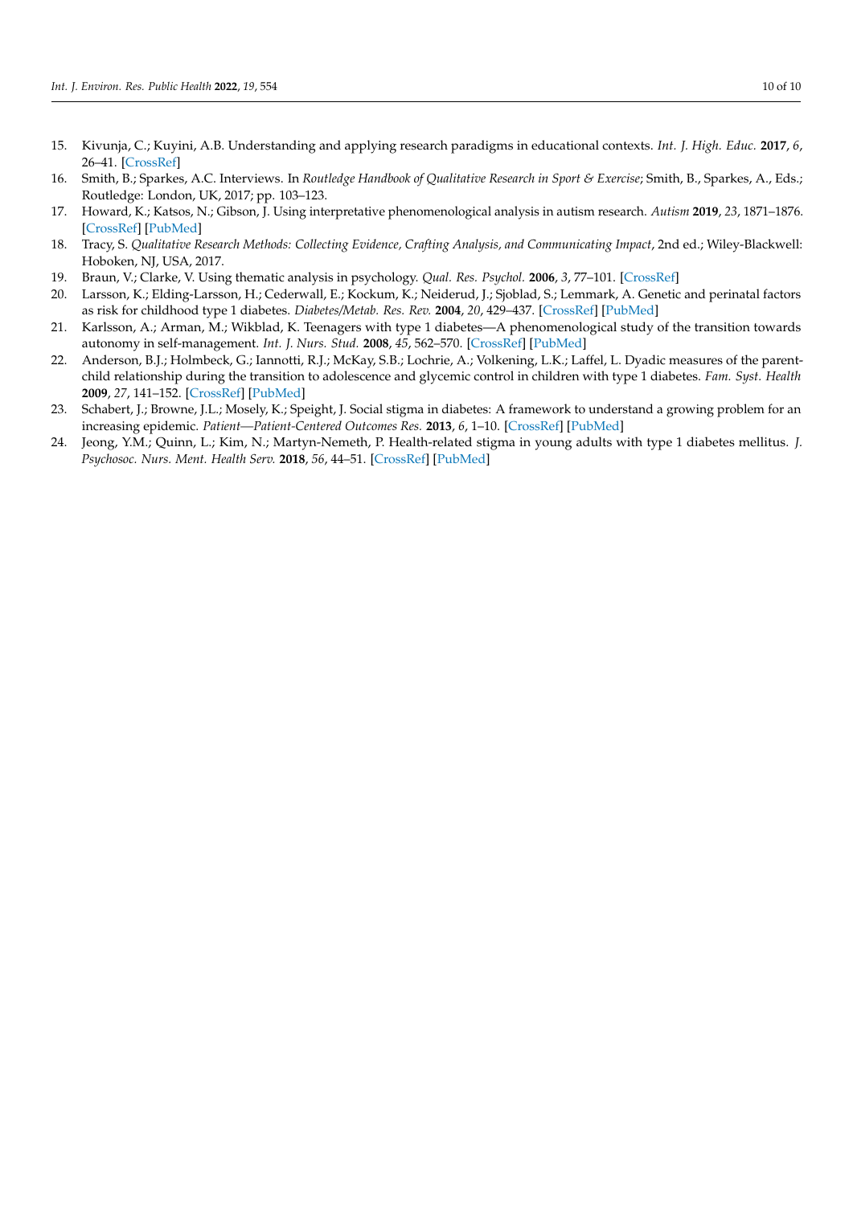15. Kivunja, C.; Kuyini, A.B. Understanding and applying research paradigms in educational contexts. *Int. J. High. Educ.* **2017**, *6*, 26–41. [CrossRef]
16. Smith, B.; Sparkes, A.C. Interviews. In *Routledge Handbook of Qualitative Research in Sport & Exercise*; Smith, B., Sparkes, A., Eds.; Routledge: London, UK, 2017; pp. 103–123.
17. Howard, K.; Katsos, N.; Gibson, J. Using interpretative phenomenological analysis in autism research. *Autism* **2019**, *23*, 1871–1876. [CrossRef] [PubMed]
18. Tracy, S. *Qualitative Research Methods: Collecting Evidence, Crafting Analysis, and Communicating Impact*, 2nd ed.; Wiley-Blackwell: Hoboken, NJ, USA, 2017.
19. Braun, V.; Clarke, V. Using thematic analysis in psychology. *Qual. Res. Psychol.* **2006**, *3*, 77–101. [CrossRef]
20. Larsson, K.; Elding-Larsson, H.; Cederwall, E.; Kockum, K.; Neiderud, J.; Sjoblad, S.; Lemmark, A. Genetic and perinatal factors as risk for childhood type 1 diabetes. *Diabetes/Metab. Res. Rev.* **2004**, *20*, 429–437. [CrossRef] [PubMed]
21. Karlsson, A.; Arman, M.; Wikblad, K. Teenagers with type 1 diabetes—A phenomenological study of the transition towards autonomy in self-management. *Int. J. Nurs. Stud.* **2008**, *45*, 562–570. [CrossRef] [PubMed]
22. Anderson, B.J.; Holmbeck, G.; Iannotti, R.J.; McKay, S.B.; Lochrie, A.; Volkening, L.K.; Laffel, L. Dyadic measures of the parent-child relationship during the transition to adolescence and glycemic control in children with type 1 diabetes. *Fam. Syst. Health* **2009**, *27*, 141–152. [CrossRef] [PubMed]
23. Schabert, J.; Browne, J.L.; Mosely, K.; Speight, J. Social stigma in diabetes: A framework to understand a growing problem for an increasing epidemic. *Patient—Patient-Centered Outcomes Res.* **2013**, *6*, 1–10. [CrossRef] [PubMed]
24. Jeong, Y.M.; Quinn, L.; Kim, N.; Martyn-Nemeth, P. Health-related stigma in young adults with type 1 diabetes mellitus. *J. Psychosoc. Nurs. Ment. Health Serv.* **2018**, *56*, 44–51. [CrossRef] [PubMed]